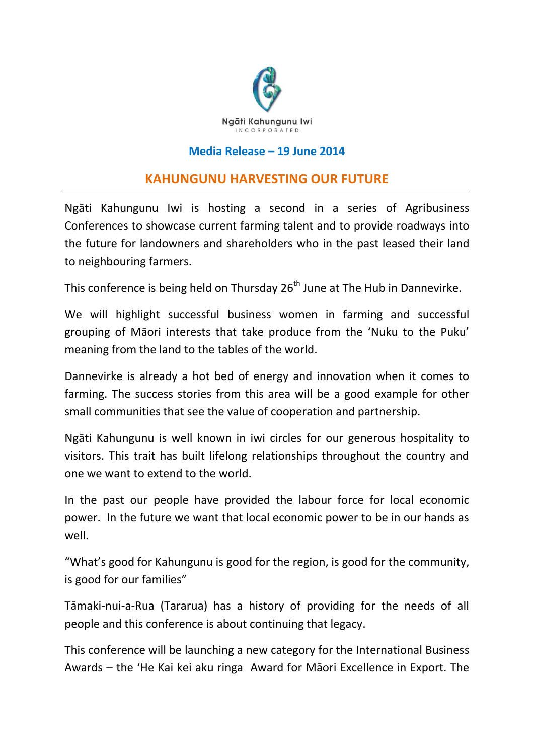Ngāti Kahungunu Iwi
INCORPORATED

**Media Release – 19 June 2014**

# KAHUNGUNU HARVESTING OUR FUTURE

Ngāti Kahungunu Iwi is hosting a second in a series of Agribusiness Conferences to showcase current farming talent and to provide roadways into the future for landowners and shareholders who in the past leased their land to neighbouring farmers.

This conference is being held on Thursday 26th June at The Hub in Dannevirke.

We will highlight successful business women in farming and successful grouping of Māori interests that take produce from the 'Nuku to the Puku' meaning from the land to the tables of the world.

Dannevirke is already a hot bed of energy and innovation when it comes to farming. The success stories from this area will be a good example for other small communities that see the value of cooperation and partnership.

Ngāti Kahungunu is well known in iwi circles for our generous hospitality to visitors. This trait has built lifelong relationships throughout the country and one we want to extend to the world.

In the past our people have provided the labour force for local economic power. In the future we want that local economic power to be in our hands as well.

"What's good for Kahungunu is good for the region, is good for the community, is good for our families"

Tāmaki-nui-a-Rua (Tararua) has a history of providing for the needs of all people and this conference is about continuing that legacy.

This conference will be launching a new category for the International Business Awards – the 'He Kai kei aku ringa Award for Māori Excellence in Export. The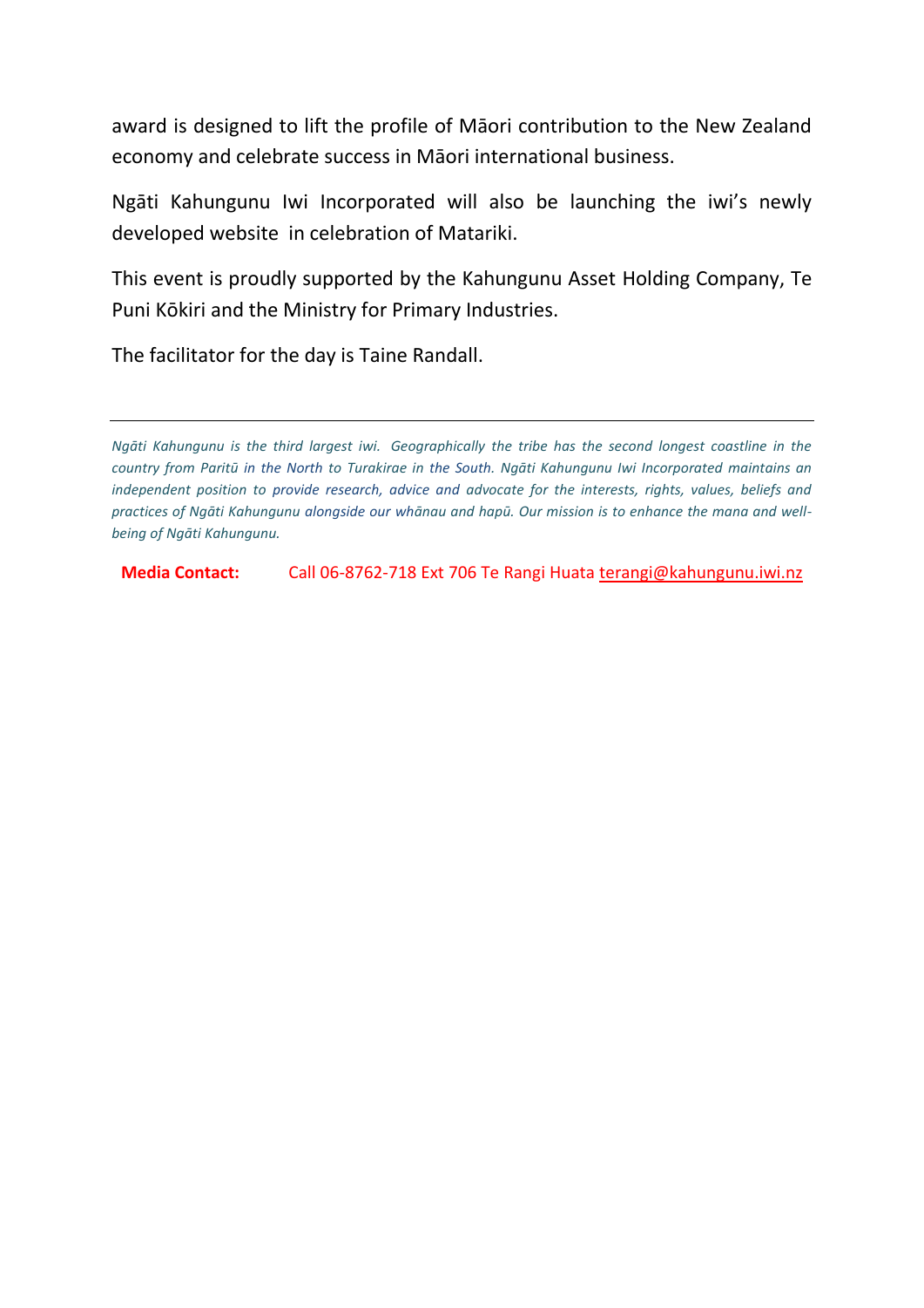award is designed to lift the profile of Māori contribution to the New Zealand economy and celebrate success in Māori international business.

Ngāti Kahungunu Iwi Incorporated will also be launching the iwi's newly developed website in celebration of Matariki.

This event is proudly supported by the Kahungunu Asset Holding Company, Te Puni Kōkiri and the Ministry for Primary Industries.

The facilitator for the day is Taine Randall.

---

*Ngāti Kahungunu is the third largest iwi. Geographically the tribe has the second longest coastline in the country from Paritū in the North to Turakirae in the South. Ngāti Kahungunu Iwi Incorporated maintains an independent position to provide research, advice and advocate for the interests, rights, values, beliefs and practices of Ngāti Kahungunu alongside our whānau and hapū. Our mission is to enhance the mana and well-being of Ngāti Kahungunu.*

**Media Contact:** Call 06-8762-718 Ext 706 Te Rangi Huata terangi@kahungunu.iwi.nz